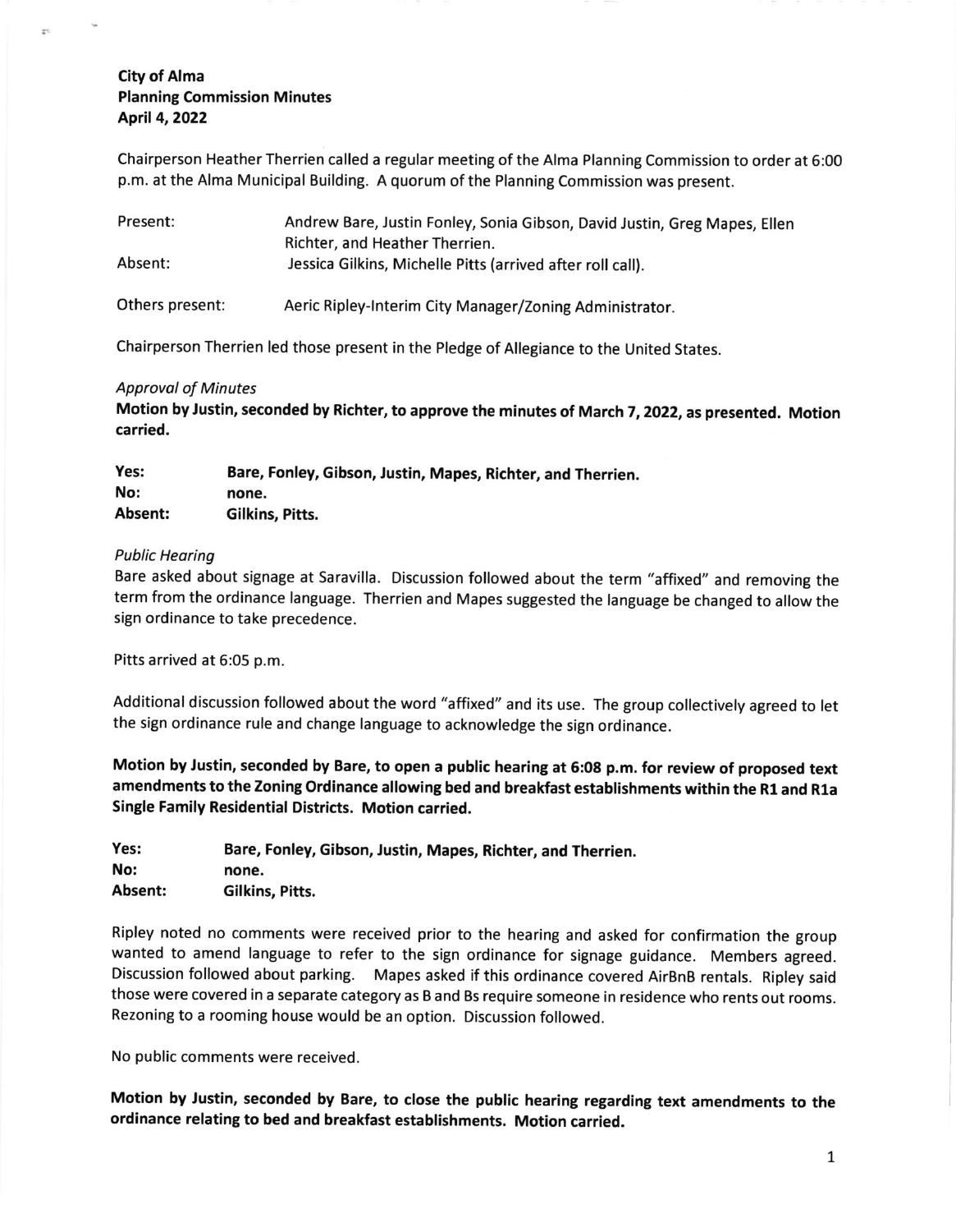**City of Alma**
**Planning Commission Minutes**
**April 4, 2022**

Chairperson Heather Therrien called a regular meeting of the Alma Planning Commission to order at 6:00 p.m. at the Alma Municipal Building. A quorum of the Planning Commission was present.

| | |
|---|---|
| Present: | Andrew Bare, Justin Fonley, Sonia Gibson, David Justin, Greg Mapes, Ellen Richter, and Heather Therrien. |
| Absent: | Jessica Gilkins, Michelle Pitts (arrived after roll call). |
| Others present: | Aeric Ripley-Interim City Manager/Zoning Administrator. |

Chairperson Therrien led those present in the Pledge of Allegiance to the United States.

*Approval of Minutes*

**Motion by Justin, seconded by Richter, to approve the minutes of March 7, 2022, as presented. Motion carried.**

| | |
|---|---|
| **Yes:** | **Bare, Fonley, Gibson, Justin, Mapes, Richter, and Therrien.** |
| **No:** | **none.** |
| **Absent:** | **Gilkins, Pitts.** |

*Public Hearing*

Bare asked about signage at Saravilla. Discussion followed about the term "affixed" and removing the term from the ordinance language. Therrien and Mapes suggested the language be changed to allow the sign ordinance to take precedence.

Pitts arrived at 6:05 p.m.

Additional discussion followed about the word "affixed" and its use. The group collectively agreed to let the sign ordinance rule and change language to acknowledge the sign ordinance.

**Motion by Justin, seconded by Bare, to open a public hearing at 6:08 p.m. for review of proposed text amendments to the Zoning Ordinance allowing bed and breakfast establishments within the R1 and R1a Single Family Residential Districts. Motion carried.**

| | |
|---|---|
| **Yes:** | **Bare, Fonley, Gibson, Justin, Mapes, Richter, and Therrien.** |
| **No:** | **none.** |
| **Absent:** | **Gilkins, Pitts.** |

Ripley noted no comments were received prior to the hearing and asked for confirmation the group wanted to amend language to refer to the sign ordinance for signage guidance. Members agreed. Discussion followed about parking. Mapes asked if this ordinance covered AirBnB rentals. Ripley said those were covered in a separate category as B and Bs require someone in residence who rents out rooms. Rezoning to a rooming house would be an option. Discussion followed.

No public comments were received.

**Motion by Justin, seconded by Bare, to close the public hearing regarding text amendments to the ordinance relating to bed and breakfast establishments. Motion carried.**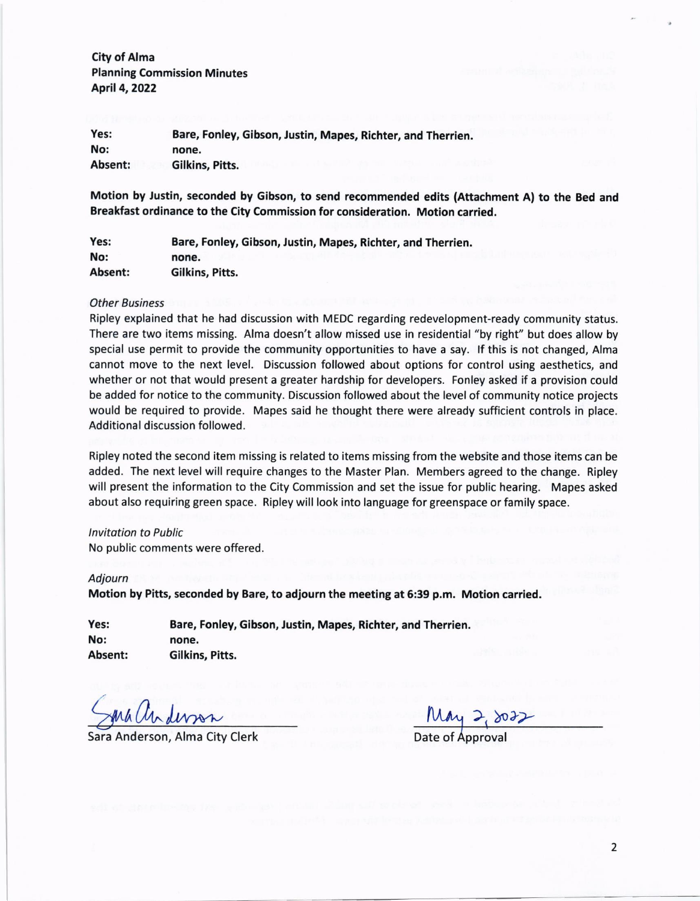City of Alma
Planning Commission Minutes
April 4, 2022

| | |
|---|---|
| **Yes:** | **Bare, Fonley, Gibson, Justin, Mapes, Richter, and Therrien.** |
| **No:** | **none.** |
| **Absent:** | **Gilkins, Pitts.** |

**Motion by Justin, seconded by Gibson, to send recommended edits (Attachment A) to the Bed and Breakfast ordinance to the City Commission for consideration. Motion carried.**

| | |
|---|---|
| **Yes:** | **Bare, Fonley, Gibson, Justin, Mapes, Richter, and Therrien.** |
| **No:** | **none.** |
| **Absent:** | **Gilkins, Pitts.** |

*Other Business*

Ripley explained that he had discussion with MEDC regarding redevelopment-ready community status. There are two items missing. Alma doesn't allow missed use in residential "by right" but does allow by special use permit to provide the community opportunities to have a say. If this is not changed, Alma cannot move to the next level. Discussion followed about options for control using aesthetics, and whether or not that would present a greater hardship for developers. Fonley asked if a provision could be added for notice to the community. Discussion followed about the level of community notice projects would be required to provide. Mapes said he thought there were already sufficient controls in place. Additional discussion followed.

Ripley noted the second item missing is related to items missing from the website and those items can be added. The next level will require changes to the Master Plan. Members agreed to the change. Ripley will present the information to the City Commission and set the issue for public hearing. Mapes asked about also requiring green space. Ripley will look into language for greenspace or family space.

*Invitation to Public*

No public comments were offered.

*Adjourn*

**Motion by Pitts, seconded by Bare, to adjourn the meeting at 6:39 p.m. Motion carried.**

| | |
|---|---|
| **Yes:** | **Bare, Fonley, Gibson, Justin, Mapes, Richter, and Therrien.** |
| **No:** | **none.** |
| **Absent:** | **Gilkins, Pitts.** |

Sara Anderson

Sara Anderson, Alma City Clerk

May 2, 2022

Date of Approval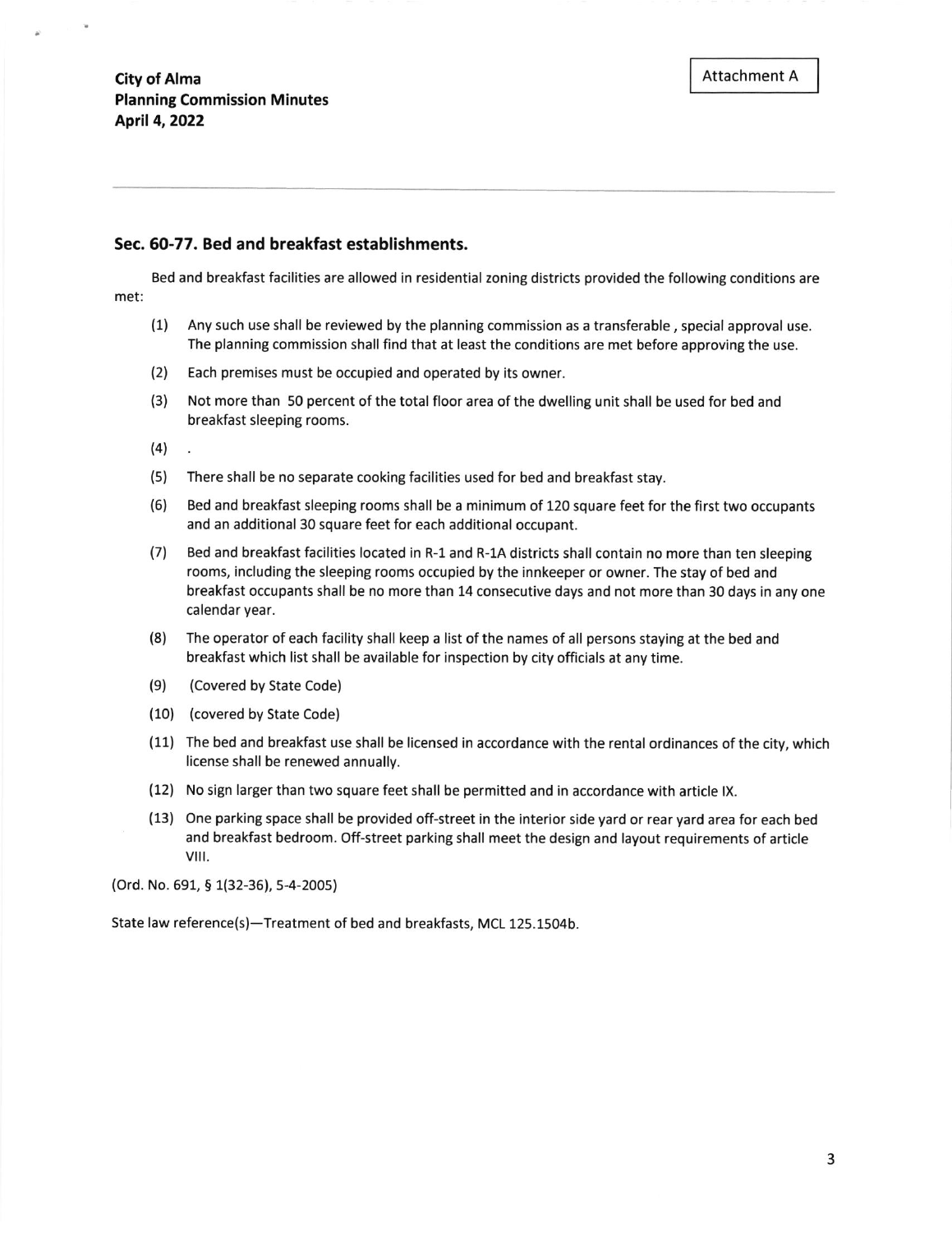**City of Alma**
**Planning Commission Minutes**
**April 4, 2022**

Attachment A

---

## Sec. 60-77. Bed and breakfast establishments.

Bed and breakfast facilities are allowed in residential zoning districts provided the following conditions are met:

(1) Any such use shall be reviewed by the planning commission as a transferable , special approval use. The planning commission shall find that at least the conditions are met before approving the use.

(2) Each premises must be occupied and operated by its owner.

(3) Not more than 50 percent of the total floor area of the dwelling unit shall be used for bed and breakfast sleeping rooms.

(4) .

(5) There shall be no separate cooking facilities used for bed and breakfast stay.

(6) Bed and breakfast sleeping rooms shall be a minimum of 120 square feet for the first two occupants and an additional 30 square feet for each additional occupant.

(7) Bed and breakfast facilities located in R-1 and R-1A districts shall contain no more than ten sleeping rooms, including the sleeping rooms occupied by the innkeeper or owner. The stay of bed and breakfast occupants shall be no more than 14 consecutive days and not more than 30 days in any one calendar year.

(8) The operator of each facility shall keep a list of the names of all persons staying at the bed and breakfast which list shall be available for inspection by city officials at any time.

(9) (Covered by State Code)

(10) (covered by State Code)

(11) The bed and breakfast use shall be licensed in accordance with the rental ordinances of the city, which license shall be renewed annually.

(12) No sign larger than two square feet shall be permitted and in accordance with article IX.

(13) One parking space shall be provided off-street in the interior side yard or rear yard area for each bed and breakfast bedroom. Off-street parking shall meet the design and layout requirements of article VIII.

(Ord. No. 691, § 1(32-36), 5-4-2005)

State law reference(s)—Treatment of bed and breakfasts, MCL 125.1504b.